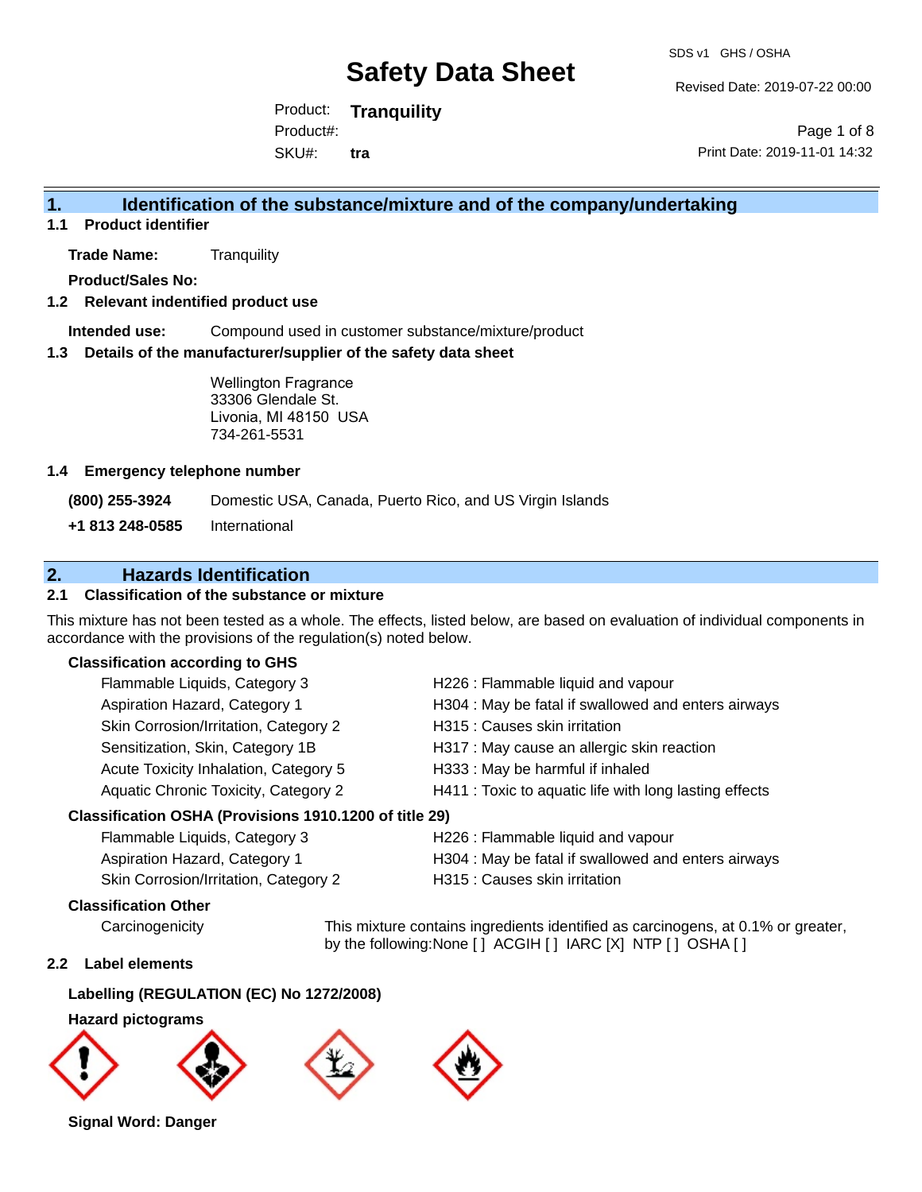SDS v1 GHS / OSHA

# Safety Data Sheet

Revised Date: 2019-07-22 00:00

Product: **Tranquility**
Product#:
SKU#: **tra**

Print Date: 2019-11-01 14:32

## 1. Identification of the substance/mixture and of the company/undertaking

### 1.1 Product identifier

**Trade Name:** Tranquility

**Product/Sales No:**

### 1.2 Relevant indentified product use

**Intended use:** Compound used in customer substance/mixture/product

### 1.3 Details of the manufacturer/supplier of the safety data sheet

Wellington Fragrance
33306 Glendale St.
Livonia, MI 48150 USA
734-261-5531

### 1.4 Emergency telephone number

**(800) 255-3924** Domestic USA, Canada, Puerto Rico, and US Virgin Islands

**+1 813 248-0585** International

## 2. Hazards Identification

### 2.1 Classification of the substance or mixture

This mixture has not been tested as a whole. The effects, listed below, are based on evaluation of individual components in accordance with the provisions of the regulation(s) noted below.

**Classification according to GHS**

| | |
|---|---|
| Flammable Liquids, Category 3 | H226 : Flammable liquid and vapour |
| Aspiration Hazard, Category 1 | H304 : May be fatal if swallowed and enters airways |
| Skin Corrosion/Irritation, Category 2 | H315 : Causes skin irritation |
| Sensitization, Skin, Category 1B | H317 : May cause an allergic skin reaction |
| Acute Toxicity Inhalation, Category 5 | H333 : May be harmful if inhaled |
| Aquatic Chronic Toxicity, Category 2 | H411 : Toxic to aquatic life with long lasting effects |

**Classification OSHA (Provisions 1910.1200 of title 29)**

| | |
|---|---|
| Flammable Liquids, Category 3 | H226 : Flammable liquid and vapour |
| Aspiration Hazard, Category 1 | H304 : May be fatal if swallowed and enters airways |
| Skin Corrosion/Irritation, Category 2 | H315 : Causes skin irritation |

**Classification Other**

Carcinogenicity: This mixture contains ingredients identified as carcinogens, at 0.1% or greater, by the following:None [ ] ACGIH [ ] IARC [X] NTP [ ] OSHA [ ]

### 2.2 Label elements

**Labelling (REGULATION (EC) No 1272/2008)**

**Hazard pictograms**

**Signal Word: Danger**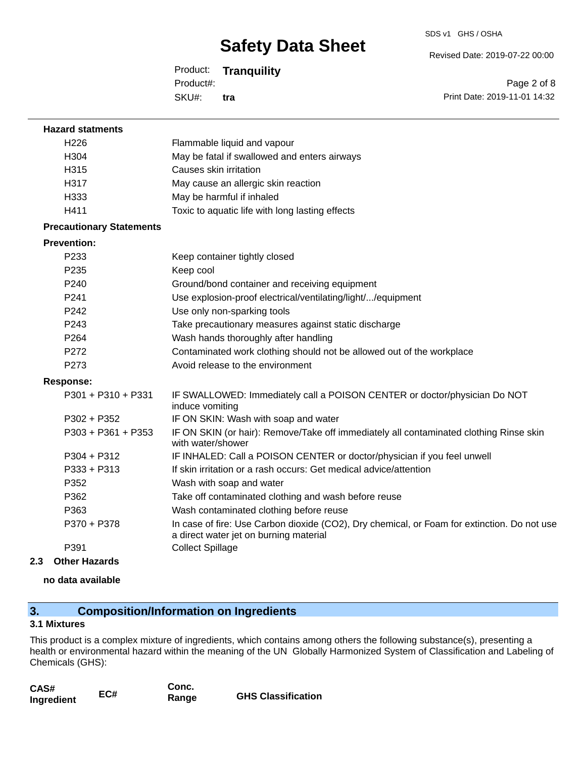**Hazard statments**

| | |
|---|---|
| H226 | Flammable liquid and vapour |
| H304 | May be fatal if swallowed and enters airways |
| H315 | Causes skin irritation |
| H317 | May cause an allergic skin reaction |
| H333 | May be harmful if inhaled |
| H411 | Toxic to aquatic life with long lasting effects |

**Precautionary Statements**

**Prevention:**

| | |
|---|---|
| P233 | Keep container tightly closed |
| P235 | Keep cool |
| P240 | Ground/bond container and receiving equipment |
| P241 | Use explosion-proof electrical/ventilating/light/.../equipment |
| P242 | Use only non-sparking tools |
| P243 | Take precautionary measures against static discharge |
| P264 | Wash hands thoroughly after handling |
| P272 | Contaminated work clothing should not be allowed out of the workplace |
| P273 | Avoid release to the environment |

**Response:**

| | |
|---|---|
| P301 + P310 + P331 | IF SWALLOWED: Immediately call a POISON CENTER or doctor/physician Do NOT induce vomiting |
| P302 + P352 | IF ON SKIN: Wash with soap and water |
| P303 + P361 + P353 | IF ON SKIN (or hair): Remove/Take off immediately all contaminated clothing Rinse skin with water/shower |
| P304 + P312 | IF INHALED: Call a POISON CENTER or doctor/physician if you feel unwell |
| P333 + P313 | If skin irritation or a rash occurs: Get medical advice/attention |
| P352 | Wash with soap and water |
| P362 | Take off contaminated clothing and wash before reuse |
| P363 | Wash contaminated clothing before reuse |
| P370 + P378 | In case of fire: Use Carbon dioxide ($CO_2$), Dry chemical, or Foam for extinction. Do not use a direct water jet on burning material |
| P391 | Collect Spillage |

### 2.3 Other Hazards

**no data available**

## 3. Composition/Information on Ingredients

### 3.1 Mixtures

This product is a complex mixture of ingredients, which contains among others the following substance(s), presenting a health or environmental hazard within the meaning of the UN Globally Harmonized System of Classification and Labeling of Chemicals (GHS):

| CAS# Ingredient | EC# | Conc. Range | GHS Classification |
|---|---|---|---|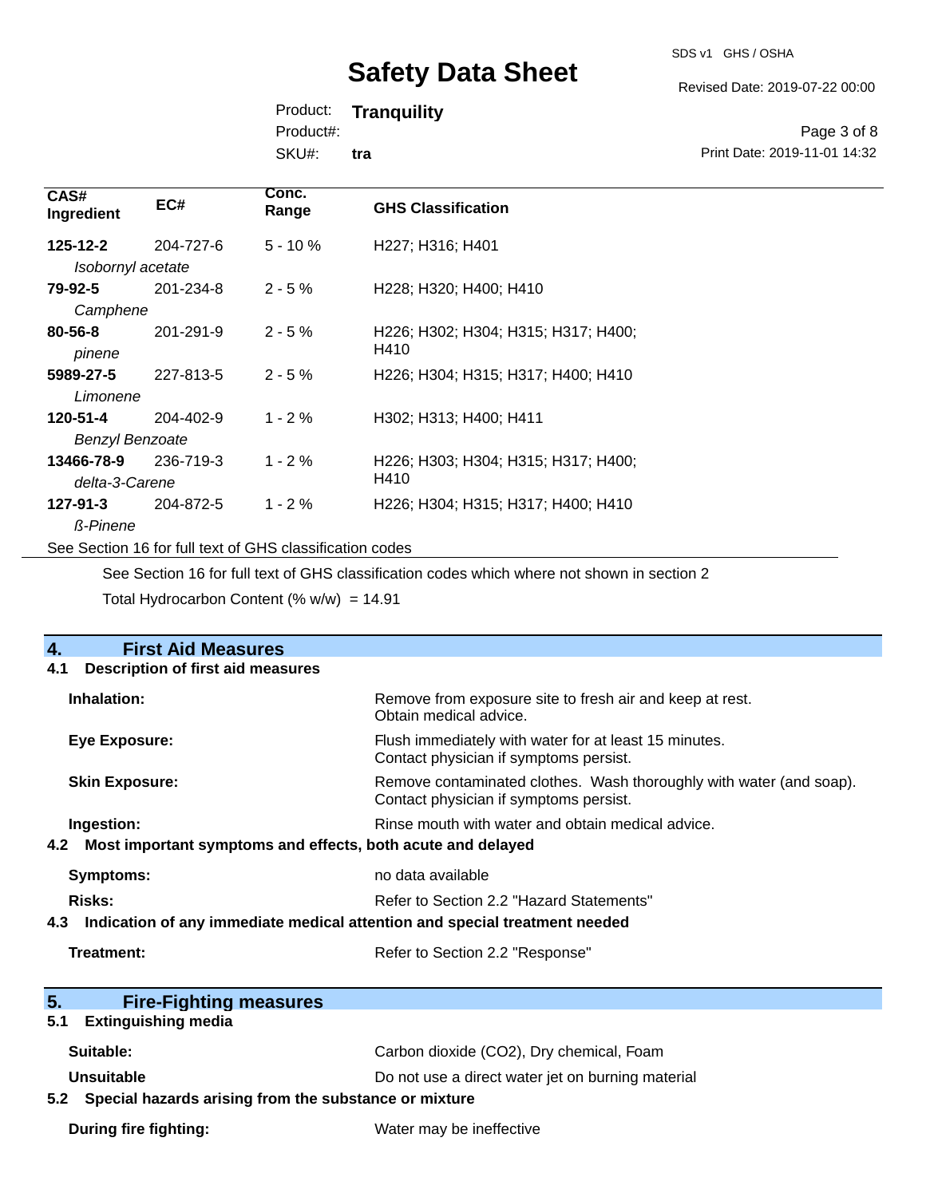| CAS# Ingredient | EC# | Conc. Range | GHS Classification |
|---|---|---|---|
| **125-12-2** *Isobornyl acetate* | 204-727-6 | 5 - 10 % | H227; H316; H401 |
| **79-92-5** *Camphene* | 201-234-8 | 2 - 5 % | H228; H320; H400; H410 |
| **80-56-8** *pinene* | 201-291-9 | 2 - 5 % | H226; H302; H304; H315; H317; H400; H410 |
| **5989-27-5** *Limonene* | 227-813-5 | 2 - 5 % | H226; H304; H315; H317; H400; H410 |
| **120-51-4** *Benzyl Benzoate* | 204-402-9 | 1 - 2 % | H302; H313; H400; H411 |
| **13466-78-9** *delta-3-Carene* | 236-719-3 | 1 - 2 % | H226; H303; H304; H315; H317; H400; H410 |
| **127-91-3** *ß-Pinene* | 204-872-5 | 1 - 2 % | H226; H304; H315; H317; H400; H410 |

See Section 16 for full text of GHS classification codes

See Section 16 for full text of GHS classification codes which where not shown in section 2

Total Hydrocarbon Content (% w/w) = 14.91

## 4. First Aid Measures

### 4.1 Description of first aid measures

**Inhalation:** Remove from exposure site to fresh air and keep at rest. Obtain medical advice.

**Eye Exposure:** Flush immediately with water for at least 15 minutes. Contact physician if symptoms persist.

**Skin Exposure:** Remove contaminated clothes. Wash thoroughly with water (and soap). Contact physician if symptoms persist.

**Ingestion:** Rinse mouth with water and obtain medical advice.

### 4.2 Most important symptoms and effects, both acute and delayed

**Symptoms:** no data available

**Risks:** Refer to Section 2.2 "Hazard Statements"

### 4.3 Indication of any immediate medical attention and special treatment needed

**Treatment:** Refer to Section 2.2 "Response"

## 5. Fire-Fighting measures

### 5.1 Extinguishing media

**Suitable:** Carbon dioxide ($CO_2$), Dry chemical, Foam

**Unsuitable** Do not use a direct water jet on burning material

### 5.2 Special hazards arising from the substance or mixture

**During fire fighting:** Water may be ineffective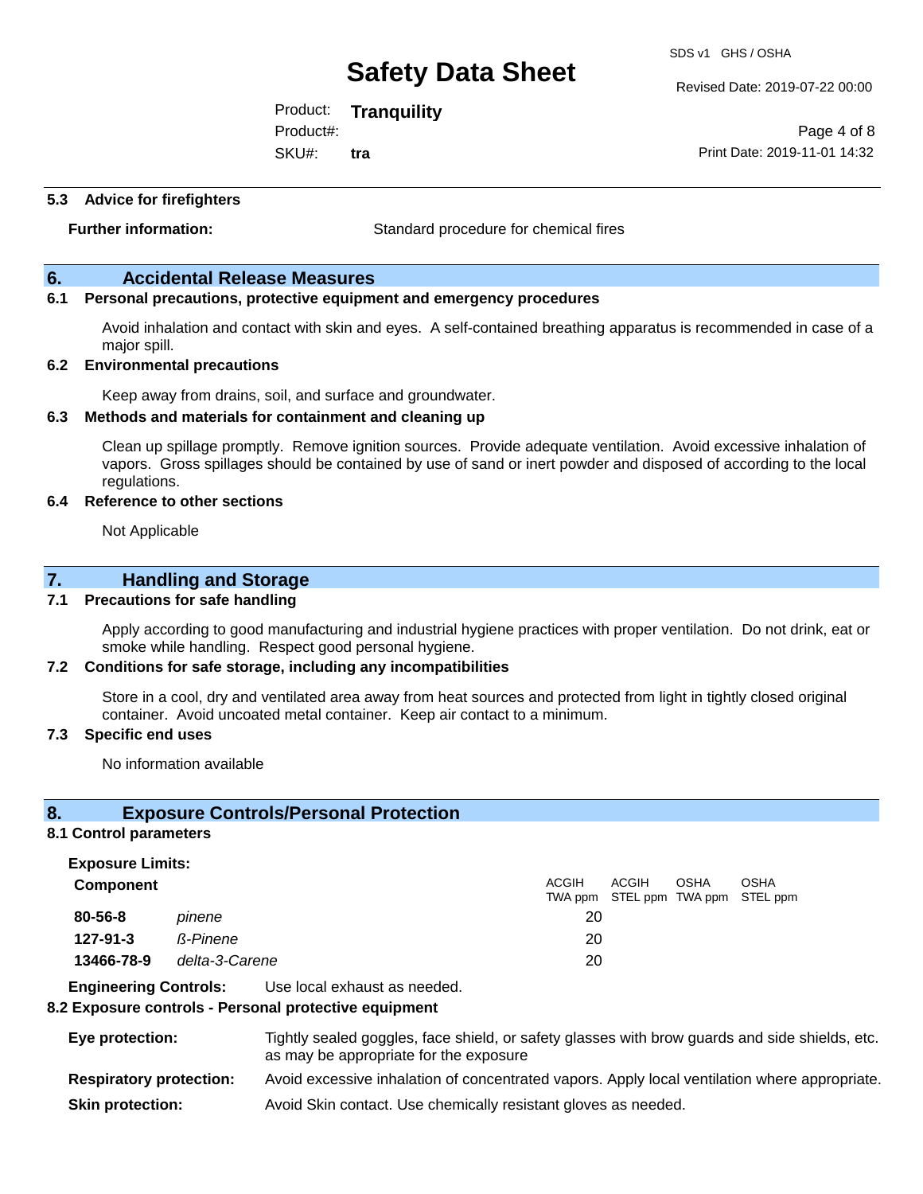### 5.3 Advice for firefighters

**Further information:** Standard procedure for chemical fires

## 6. Accidental Release Measures

### 6.1 Personal precautions, protective equipment and emergency procedures

Avoid inhalation and contact with skin and eyes. A self-contained breathing apparatus is recommended in case of a major spill.

### 6.2 Environmental precautions

Keep away from drains, soil, and surface and groundwater.

### 6.3 Methods and materials for containment and cleaning up

Clean up spillage promptly. Remove ignition sources. Provide adequate ventilation. Avoid excessive inhalation of vapors. Gross spillages should be contained by use of sand or inert powder and disposed of according to the local regulations.

### 6.4 Reference to other sections

Not Applicable

## 7. Handling and Storage

### 7.1 Precautions for safe handling

Apply according to good manufacturing and industrial hygiene practices with proper ventilation. Do not drink, eat or smoke while handling. Respect good personal hygiene.

### 7.2 Conditions for safe storage, including any incompatibilities

Store in a cool, dry and ventilated area away from heat sources and protected from light in tightly closed original container. Avoid uncoated metal container. Keep air contact to a minimum.

### 7.3 Specific end uses

No information available

## 8. Exposure Controls/Personal Protection

### 8.1 Control parameters

**Exposure Limits:**

| Component | | ACGIH TWA ppm | ACGIH STEL ppm | OSHA TWA ppm | OSHA STEL ppm |
|---|---|---|---|---|---|
| **80-56-8** | *pinene* | 20 | | | |
| **127-91-3** | *ß-Pinene* | 20 | | | |
| **13466-78-9** | *delta-3-Carene* | 20 | | | |

**Engineering Controls:** Use local exhaust as needed.

### 8.2 Exposure controls - Personal protective equipment

**Eye protection:** Tightly sealed goggles, face shield, or safety glasses with brow guards and side shields, etc. as may be appropriate for the exposure

**Respiratory protection:** Avoid excessive inhalation of concentrated vapors. Apply local ventilation where appropriate.

**Skin protection:** Avoid Skin contact. Use chemically resistant gloves as needed.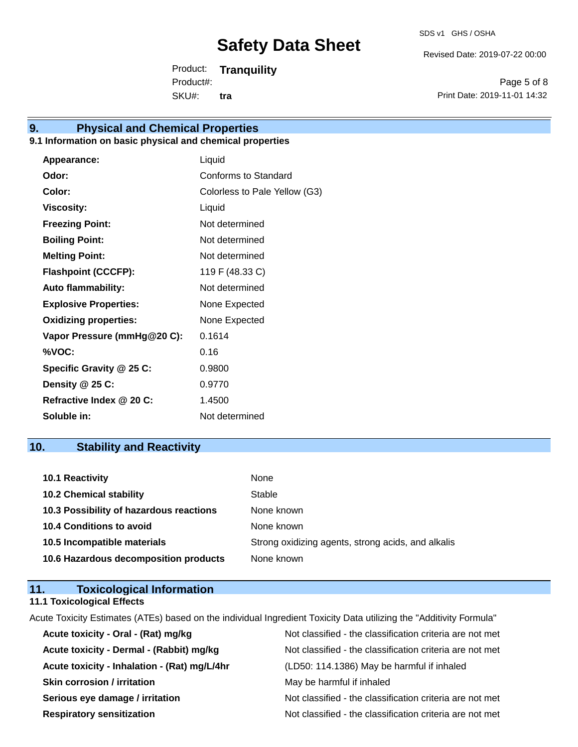## 9. Physical and Chemical Properties

### 9.1 Information on basic physical and chemical properties

| | |
|---|---|
| **Appearance:** | Liquid |
| **Odor:** | Conforms to Standard |
| **Color:** | Colorless to Pale Yellow (G3) |
| **Viscosity:** | Liquid |
| **Freezing Point:** | Not determined |
| **Boiling Point:** | Not determined |
| **Melting Point:** | Not determined |
| **Flashpoint (CCCFP):** | 119 F (48.33 C) |
| **Auto flammability:** | Not determined |
| **Explosive Properties:** | None Expected |
| **Oxidizing properties:** | None Expected |
| **Vapor Pressure (mmHg@20 C):** | 0.1614 |
| **%VOC:** | 0.16 |
| **Specific Gravity @ 25 C:** | 0.9800 |
| **Density @ 25 C:** | 0.9770 |
| **Refractive Index @ 20 C:** | 1.4500 |
| **Soluble in:** | Not determined |

## 10. Stability and Reactivity

| | |
|---|---|
| **10.1 Reactivity** | None |
| **10.2 Chemical stability** | Stable |
| **10.3 Possibility of hazardous reactions** | None known |
| **10.4 Conditions to avoid** | None known |
| **10.5 Incompatible materials** | Strong oxidizing agents, strong acids, and alkalis |
| **10.6 Hazardous decomposition products** | None known |

## 11. Toxicological Information

### 11.1 Toxicological Effects

Acute Toxicity Estimates (ATEs) based on the individual Ingredient Toxicity Data utilizing the "Additivity Formula"

| | |
|---|---|
| **Acute toxicity - Oral - (Rat) mg/kg** | Not classified - the classification criteria are not met |
| **Acute toxicity - Dermal - (Rabbit) mg/kg** | Not classified - the classification criteria are not met |
| **Acute toxicity - Inhalation - (Rat) mg/L/4hr** | (LD50: 114.1386) May be harmful if inhaled |
| **Skin corrosion / irritation** | May be harmful if inhaled |
| **Serious eye damage / irritation** | Not classified - the classification criteria are not met |
| **Respiratory sensitization** | Not classified - the classification criteria are not met |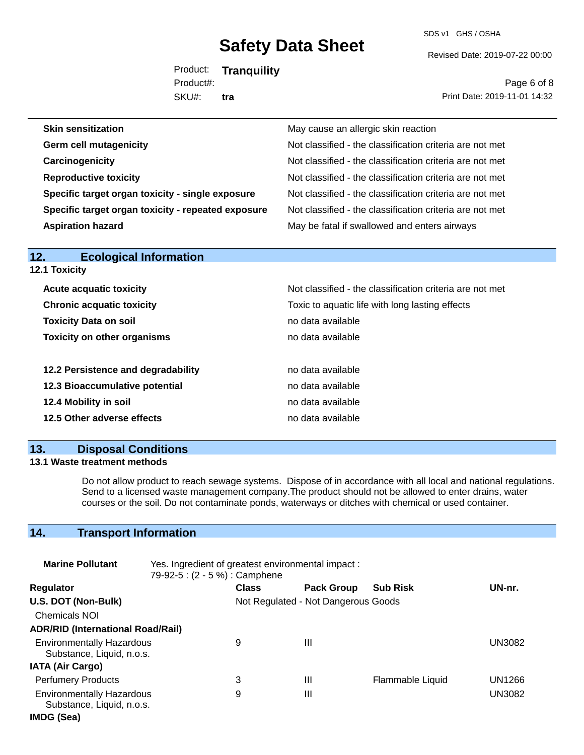| | |
|---|---|
| **Skin sensitization** | May cause an allergic skin reaction |
| **Germ cell mutagenicity** | Not classified - the classification criteria are not met |
| **Carcinogenicity** | Not classified - the classification criteria are not met |
| **Reproductive toxicity** | Not classified - the classification criteria are not met |
| **Specific target organ toxicity - single exposure** | Not classified - the classification criteria are not met |
| **Specific target organ toxicity - repeated exposure** | Not classified - the classification criteria are not met |
| **Aspiration hazard** | May be fatal if swallowed and enters airways |

## 12. Ecological Information

### 12.1 Toxicity

| | |
|---|---|
| **Acute acquatic toxicity** | Not classified - the classification criteria are not met |
| **Chronic acquatic toxicity** | Toxic to aquatic life with long lasting effects |
| **Toxicity Data on soil** | no data available |
| **Toxicity on other organisms** | no data available |

| | |
|---|---|
| **12.2 Persistence and degradability** | no data available |
| **12.3 Bioaccumulative potential** | no data available |
| **12.4 Mobility in soil** | no data available |
| **12.5 Other adverse effects** | no data available |

## 13. Disposal Conditions

### 13.1 Waste treatment methods

Do not allow product to reach sewage systems. Dispose of in accordance with all local and national regulations. Send to a licensed waste management company.The product should not be allowed to enter drains, water courses or the soil. Do not contaminate ponds, waterways or ditches with chemical or used container.

## 14. Transport Information

**Marine Pollutant** Yes. Ingredient of greatest environmental impact : 79-92-5 : (2 - 5 %) : Camphene

| Regulator | Class | Pack Group | Sub Risk | UN-nr. |
|---|---|---|---|---|
| **U.S. DOT (Non-Bulk)** | Not Regulated - Not Dangerous Goods | | | |
| Chemicals NOI | | | | |
| **ADR/RID (International Road/Rail)** | | | | |
| Environmentally Hazardous Substance, Liquid, n.o.s. | 9 | III | | UN3082 |
| **IATA (Air Cargo)** | | | | |
| Perfumery Products | 3 | III | Flammable Liquid | UN1266 |
| Environmentally Hazardous Substance, Liquid, n.o.s. | 9 | III | | UN3082 |
| **IMDG (Sea)** | | | | |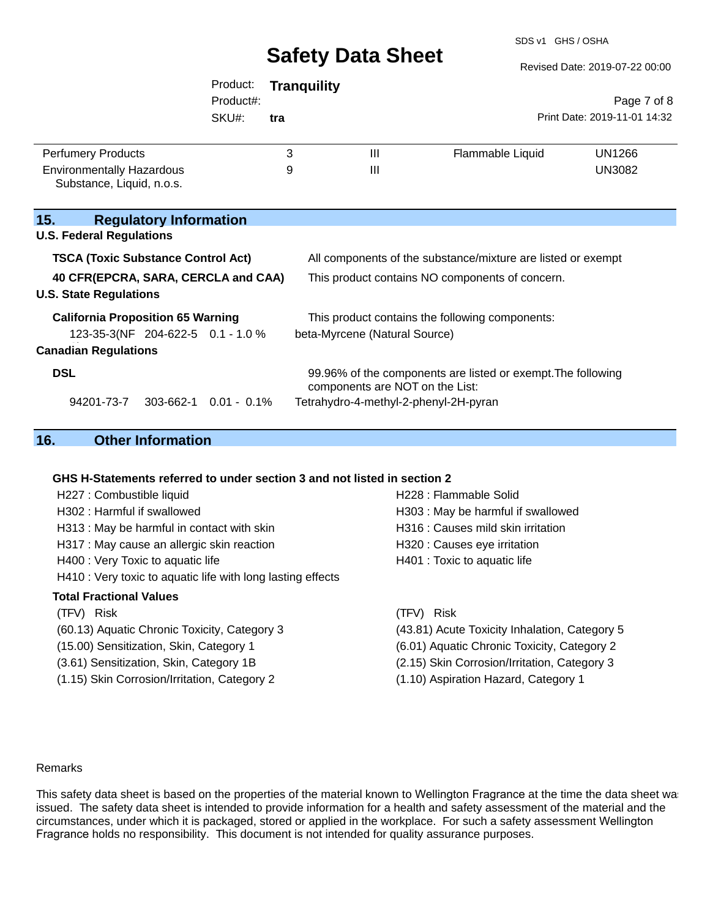| | | | | |
|---|---|---|---|---|
| Perfumery Products | 3 | III | Flammable Liquid | UN1266 |
| Environmentally Hazardous Substance, Liquid, n.o.s. | 9 | III | | UN3082 |

## 15. Regulatory Information

### U.S. Federal Regulations

**TSCA (Toxic Substance Control Act)** — All components of the substance/mixture are listed or exempt

**40 CFR(EPCRA, SARA, CERCLA and CAA)** — This product contains NO components of concern.

### U.S. State Regulations

**California Proposition 65 Warning** — This product contains the following components:

| | | | |
|---|---|---|---|
| 123-35-3(NF | 204-622-5 | 0.1 - 1.0 % | beta-Myrcene (Natural Source) |

### Canadian Regulations

**DSL** — 99.96% of the components are listed or exempt.The following components are NOT on the List:

| | | | |
|---|---|---|---|
| 94201-73-7 | 303-662-1 | 0.01 - 0.1% | Tetrahydro-4-methyl-2-phenyl-2H-pyran |

## 16. Other Information

**GHS H-Statements referred to under section 3 and not listed in section 2**

- H227 : Combustible liquid
- H228 : Flammable Solid
- H302 : Harmful if swallowed
- H303 : May be harmful if swallowed
- H313 : May be harmful in contact with skin
- H316 : Causes mild skin irritation
- H317 : May cause an allergic skin reaction
- H320 : Causes eye irritation
- H400 : Very Toxic to aquatic life
- H401 : Toxic to aquatic life
- H410 : Very toxic to aquatic life with long lasting effects

**Total Fractional Values**

| (TFV) Risk | (TFV) Risk |
|---|---|
| (60.13) Aquatic Chronic Toxicity, Category 3 | (43.81) Acute Toxicity Inhalation, Category 5 |
| (15.00) Sensitization, Skin, Category 1 | (6.01) Aquatic Chronic Toxicity, Category 2 |
| (3.61) Sensitization, Skin, Category 1B | (2.15) Skin Corrosion/Irritation, Category 3 |
| (1.15) Skin Corrosion/Irritation, Category 2 | (1.10) Aspiration Hazard, Category 1 |

Remarks

This safety data sheet is based on the properties of the material known to Wellington Fragrance at the time the data sheet was issued. The safety data sheet is intended to provide information for a health and safety assessment of the material and the circumstances, under which it is packaged, stored or applied in the workplace. For such a safety assessment Wellington Fragrance holds no responsibility. This document is not intended for quality assurance purposes.